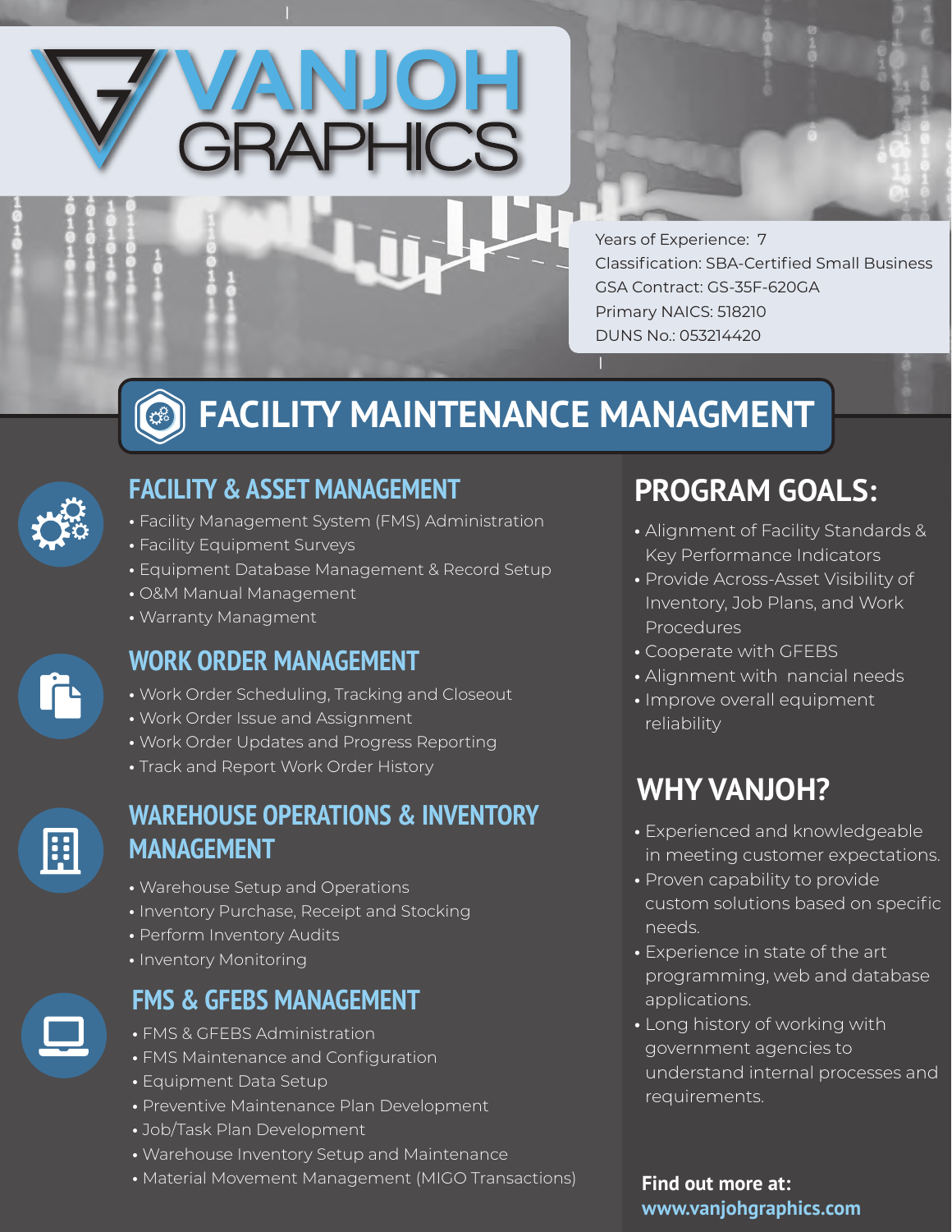# VANJOH GRAPHICS

Years of Experience: 7
Classification: SBA-Certified Small Business
GSA Contract: GS-35F-620GA
Primary NAICS: 518210
DUNS No.: 053214420

## FACILITY MAINTENANCE MANAGMENT

### FACILITY & ASSET MANAGEMENT

- Facility Management System (FMS) Administration
- Facility Equipment Surveys
- Equipment Database Management & Record Setup
- O&M Manual Management
- Warranty Managment

### WORK ORDER MANAGEMENT

- Work Order Scheduling, Tracking and Closeout
- Work Order Issue and Assignment
- Work Order Updates and Progress Reporting
- Track and Report Work Order History

### WAREHOUSE OPERATIONS & INVENTORY MANAGEMENT

- Warehouse Setup and Operations
- Inventory Purchase, Receipt and Stocking
- Perform Inventory Audits
- Inventory Monitoring

### FMS & GFEBS MANAGEMENT

- FMS & GFEBS Administration
- FMS Maintenance and Configuration
- Equipment Data Setup
- Preventive Maintenance Plan Development
- Job/Task Plan Development
- Warehouse Inventory Setup and Maintenance
- Material Movement Management (MIGO Transactions)

## PROGRAM GOALS:

- Alignment of Facility Standards & Key Performance Indicators
- Provide Across-Asset Visibility of Inventory, Job Plans, and Work Procedures
- Cooperate with GFEBS
- Alignment with nancial needs
- Improve overall equipment reliability

## WHY VANJOH?

- Experienced and knowledgeable in meeting customer expectations.
- Proven capability to provide custom solutions based on specific needs.
- Experience in state of the art programming, web and database applications.
- Long history of working with government agencies to understand internal processes and requirements.

**Find out more at:**
**www.vanjohgraphics.com**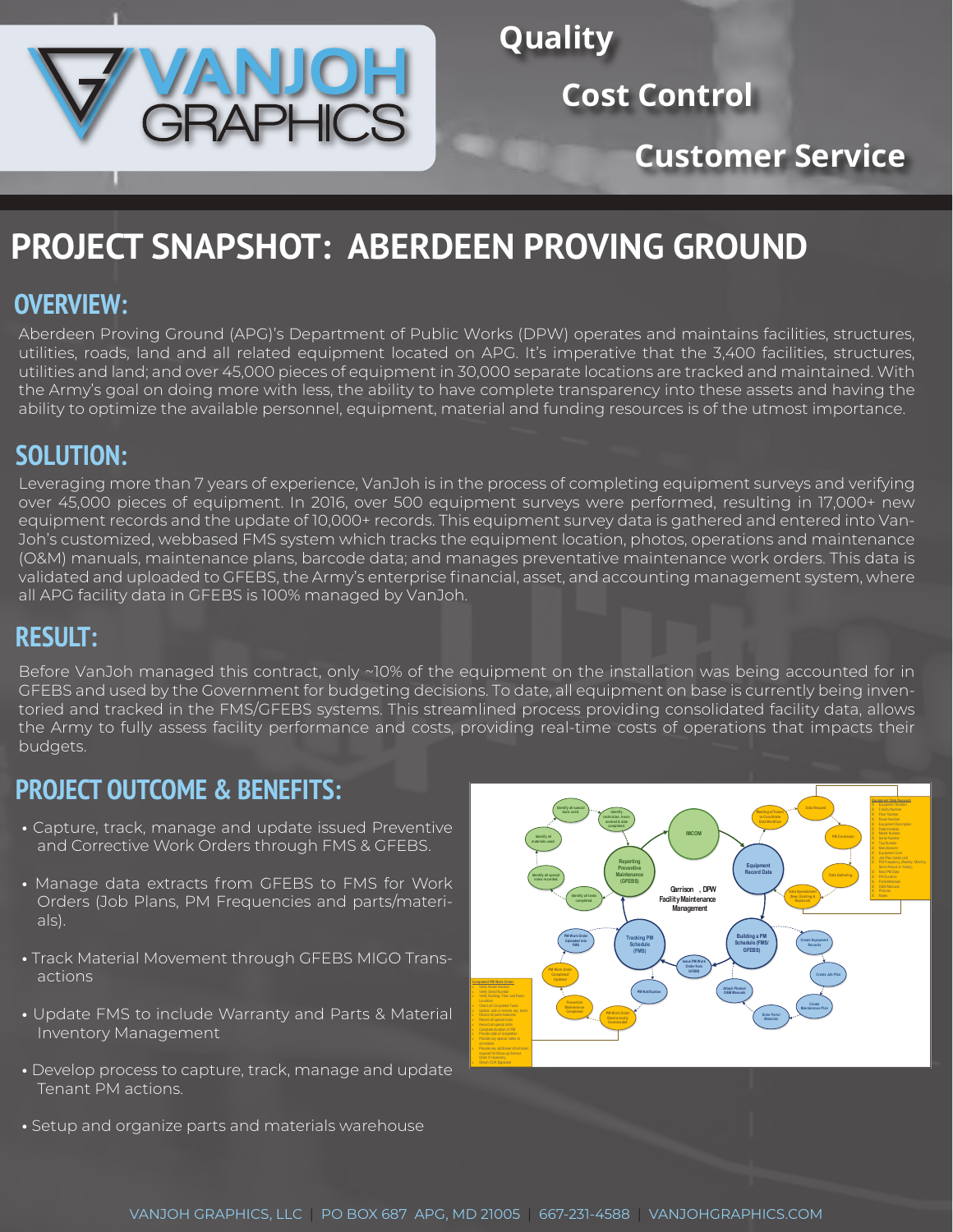VANJOH GRAPHICS

Quality

Cost Control

Customer Service

# PROJECT SNAPSHOT: ABERDEEN PROVING GROUND

## OVERVIEW:

Aberdeen Proving Ground (APG)'s Department of Public Works (DPW) operates and maintains facilities, structures, utilities, roads, land and all related equipment located on APG. It's imperative that the 3,400 facilities, structures, utilities and land; and over 45,000 pieces of equipment in 30,000 separate locations are tracked and maintained. With the Army's goal on doing more with less, the ability to have complete transparency into these assets and having the ability to optimize the available personnel, equipment, material and funding resources is of the utmost importance.

## SOLUTION:

Leveraging more than 7 years of experience, VanJoh is in the process of completing equipment surveys and verifying over 45,000 pieces of equipment. In 2016, over 500 equipment surveys were performed, resulting in 17,000+ new equipment records and the update of 10,000+ records. This equipment survey data is gathered and entered into VanJoh's customized, webbased FMS system which tracks the equipment location, photos, operations and maintenance (O&M) manuals, maintenance plans, barcode data; and manages preventative maintenance work orders. This data is validated and uploaded to GFEBS, the Army's enterprise financial, asset, and accounting management system, where all APG facility data in GFEBS is 100% managed by VanJoh.

## RESULT:

Before VanJoh managed this contract, only ~10% of the equipment on the installation was being accounted for in GFEBS and used by the Government for budgeting decisions. To date, all equipment on base is currently being inventoried and tracked in the FMS/GFEBS systems. This streamlined process providing consolidated facility data, allows the Army to fully assess facility performance and costs, providing real-time costs of operations that impacts their budgets.

## PROJECT OUTCOME & BENEFITS:

- Capture, track, manage and update issued Preventive and Corrective Work Orders through FMS & GFEBS.
- Manage data extracts from GFEBS to FMS for Work Orders (Job Plans, PM Frequencies and parts/materials).
- Track Material Movement through GFEBS MIGO Transactions
- Update FMS to include Warranty and Parts & Material Inventory Management
- Develop process to capture, track, manage and update Tenant PM actions.
- Setup and organize parts and materials warehouse

Garrison, DPW Facility Maintenance Management

IMCOM

Equipment Record Data

Building a PM Schedule (FMS/GFEBS)

Tracking PM Schedule (FMS)

Reporting Preventive Maintenance (GFEBS)

VANJOH GRAPHICS, LLC | PO BOX 687 APG, MD 21005 | 667-231-4588 | VANJOHGRAPHICS.COM